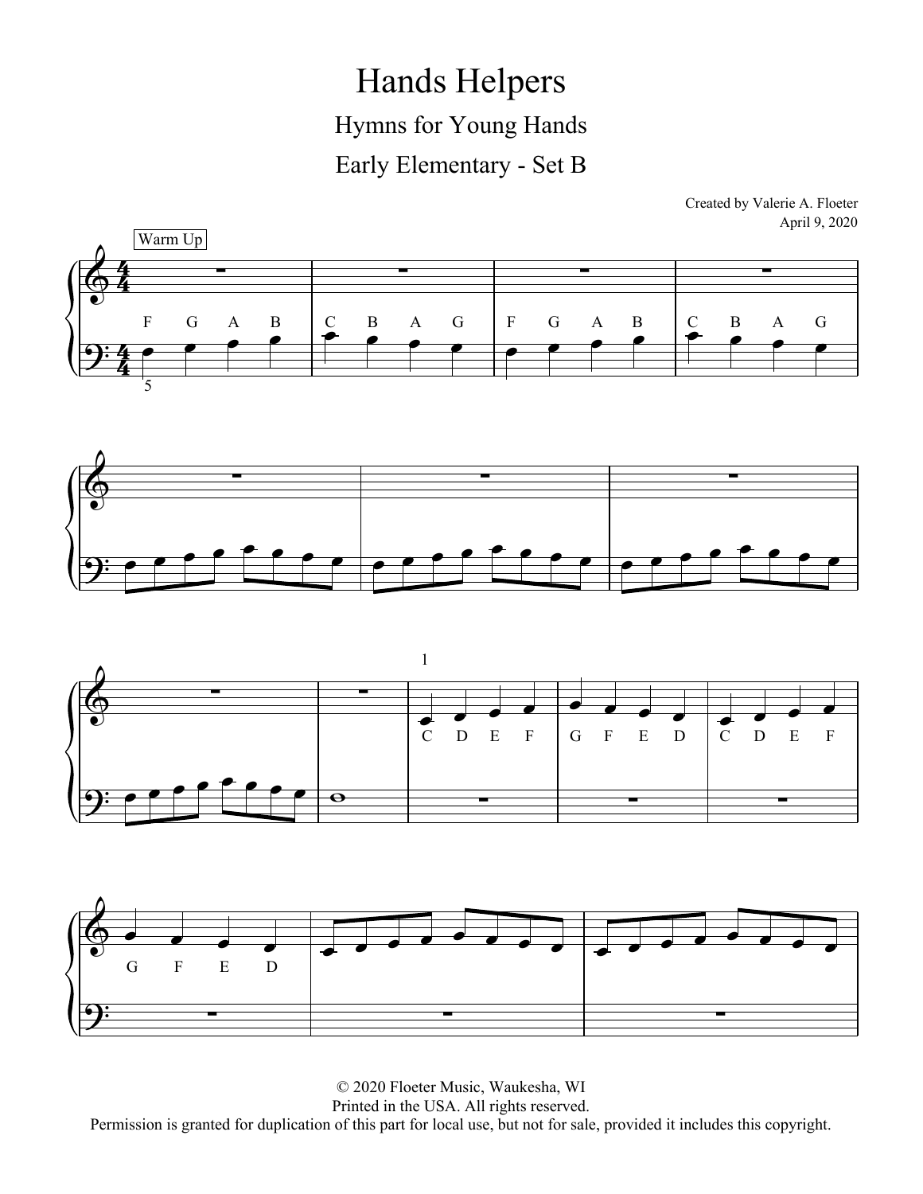# Hands Helpers

## Hymns for Young Hands

## Early Elementary - Set B

Created by Valerie A. Floeter
April 9, 2020

Warm Up

© 2020 Floeter Music, Waukesha, WI
Printed in the USA. All rights reserved.
Permission is granted for duplication of this part for local use, but not for sale, provided it includes this copyright.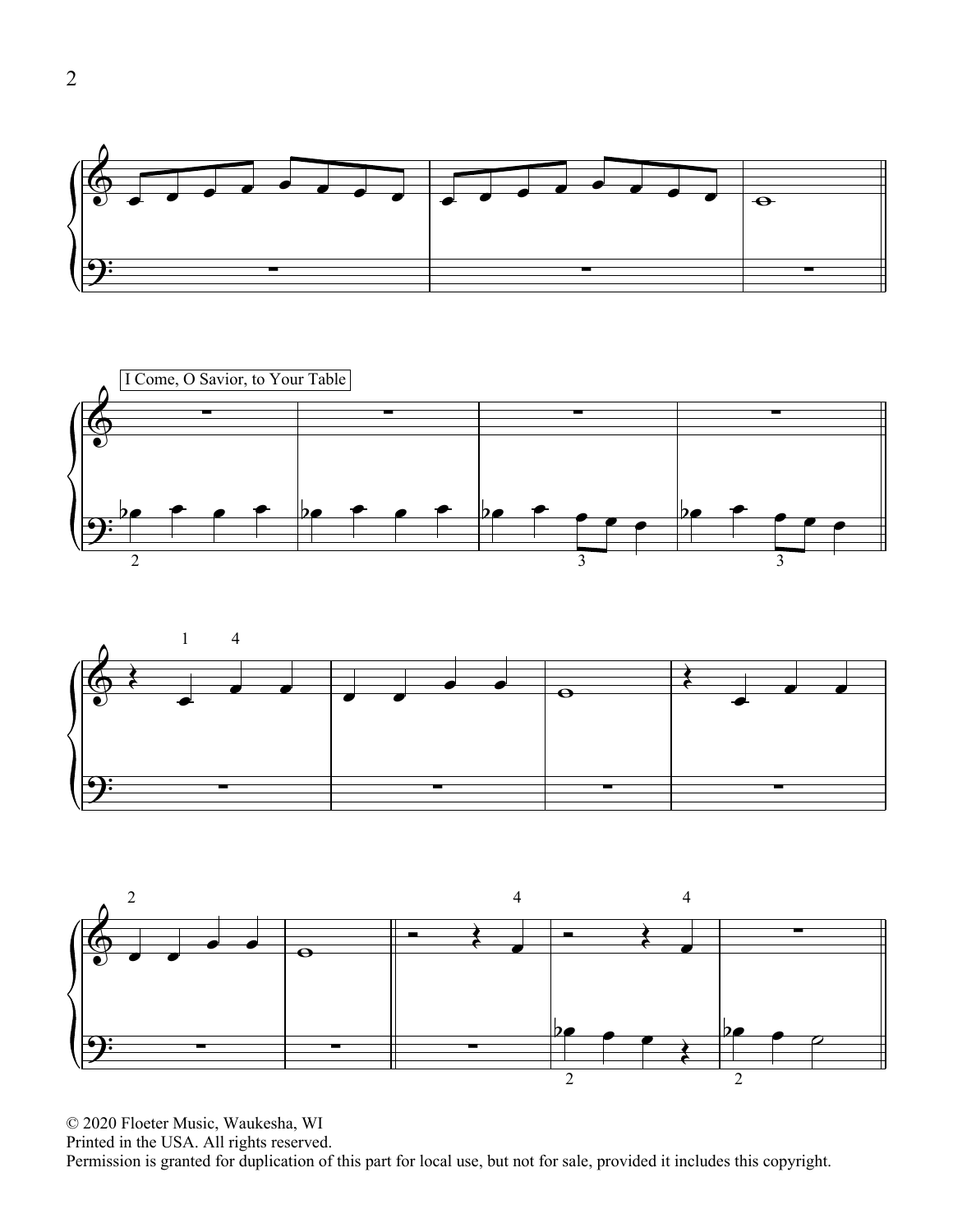I Come, O Savior, to Your Table

© 2020 Floeter Music, Waukesha, WI
Printed in the USA. All rights reserved.
Permission is granted for duplication of this part for local use, but not for sale, provided it includes this copyright.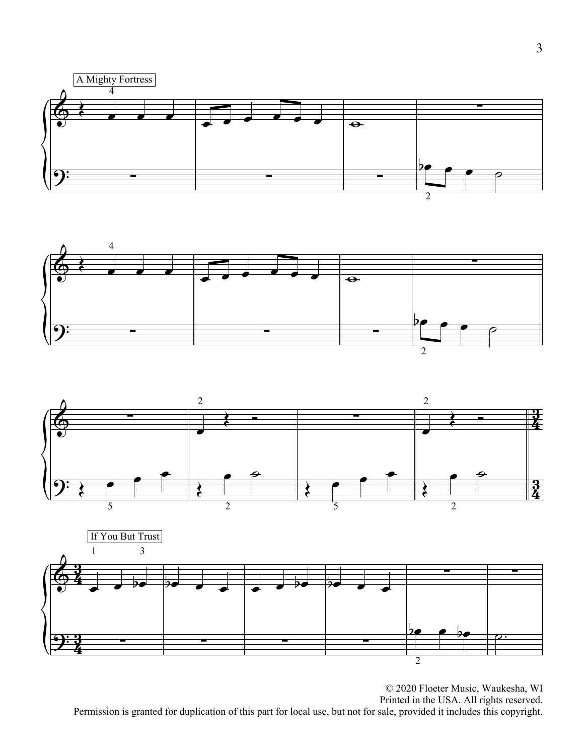A Mighty Fortress

If You But Trust

© 2020 Floeter Music, Waukesha, WI
Printed in the USA. All rights reserved.
Permission is granted for duplication of this part for local use, but not for sale, provided it includes this copyright.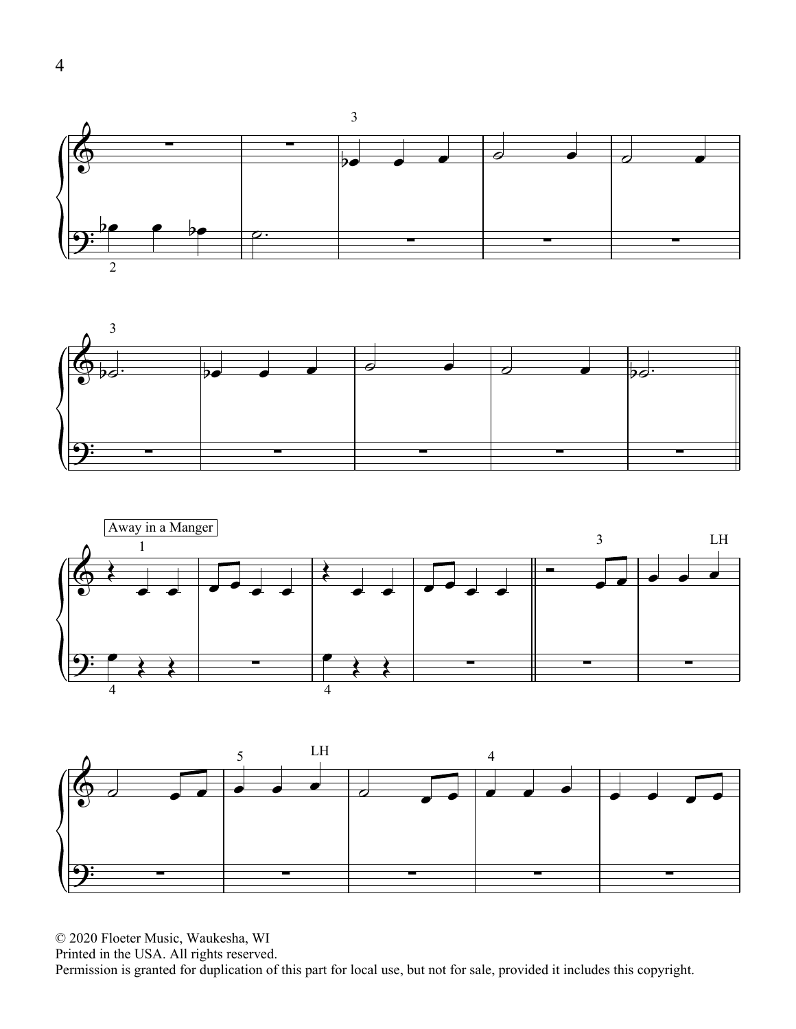Away in a Manger

© 2020 Floeter Music, Waukesha, WI
Printed in the USA. All rights reserved.
Permission is granted for duplication of this part for local use, but not for sale, provided it includes this copyright.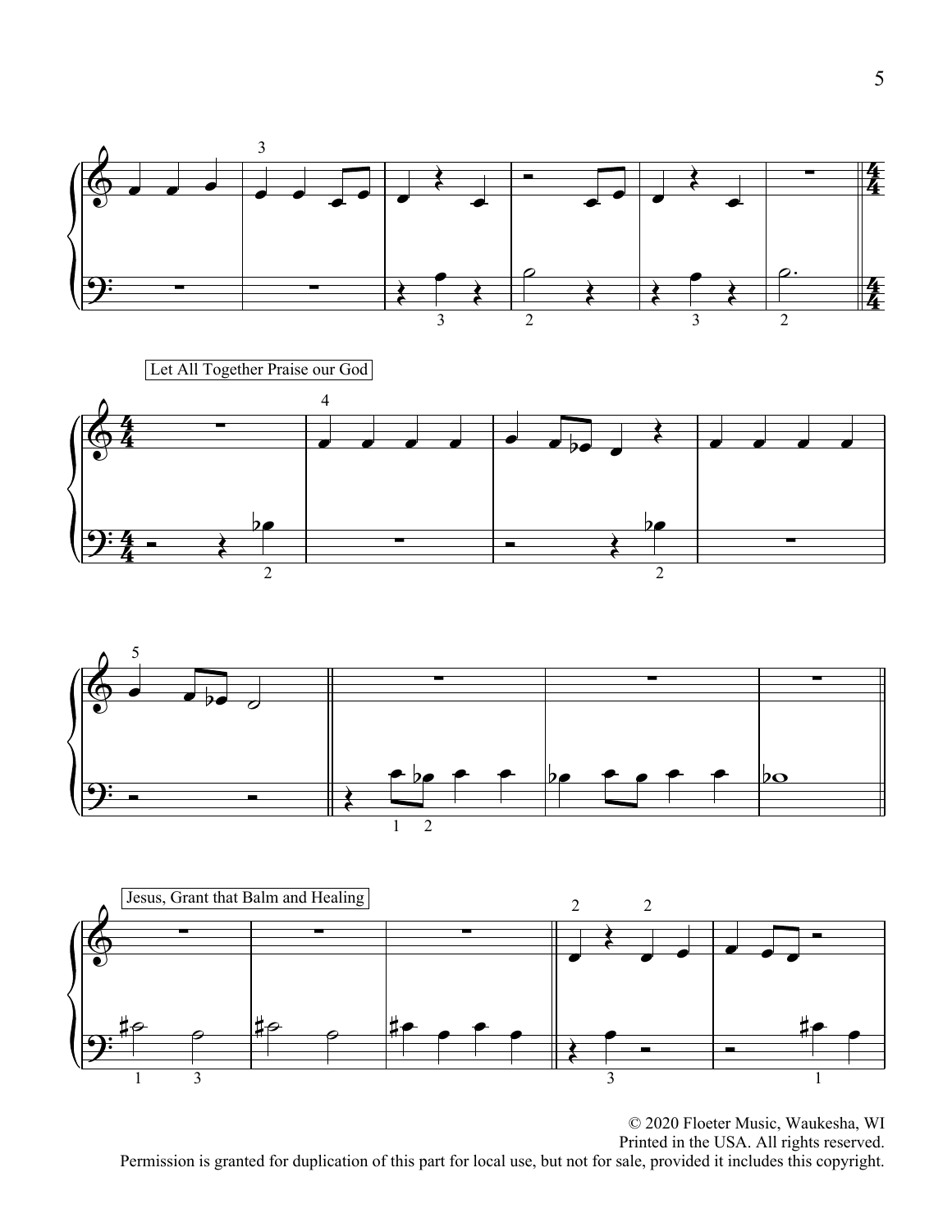Let All Together Praise our God

Jesus, Grant that Balm and Healing

© 2020 Floeter Music, Waukesha, WI
Printed in the USA. All rights reserved.
Permission is granted for duplication of this part for local use, but not for sale, provided it includes this copyright.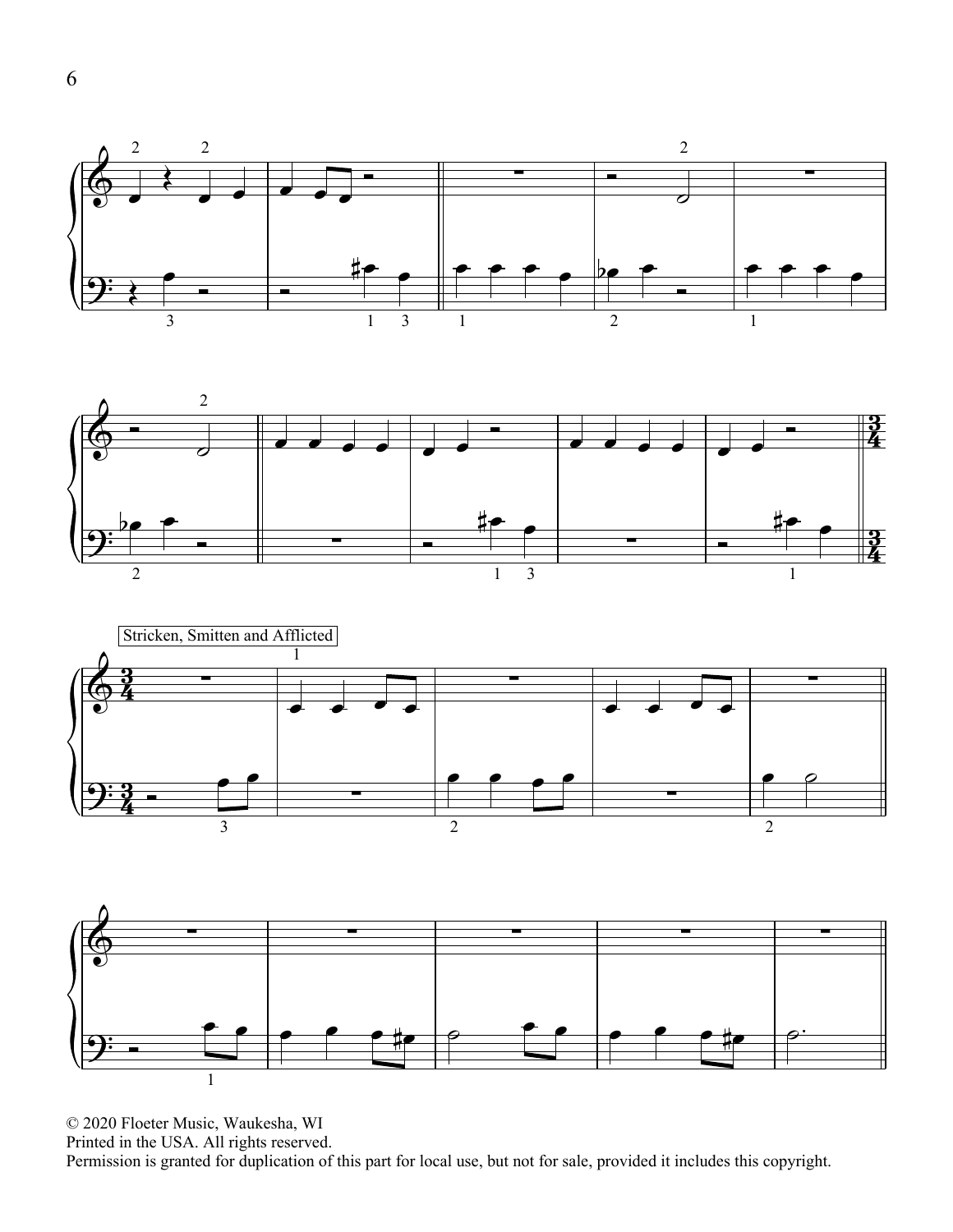Stricken, Smitten and Afflicted

© 2020 Floeter Music, Waukesha, WI
Printed in the USA. All rights reserved.
Permission is granted for duplication of this part for local use, but not for sale, provided it includes this copyright.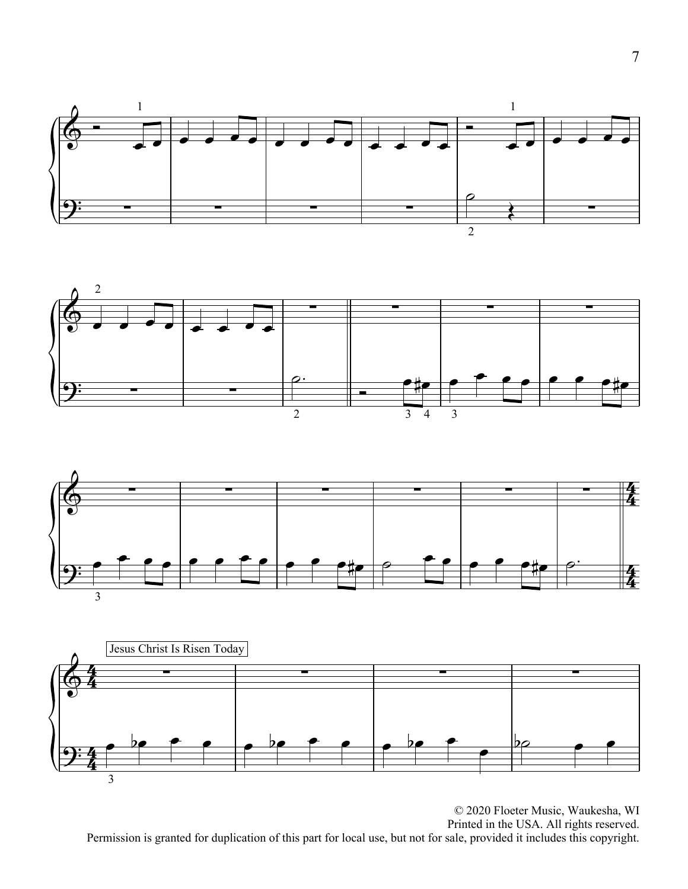Jesus Christ Is Risen Today

© 2020 Floeter Music, Waukesha, WI
Printed in the USA. All rights reserved.
Permission is granted for duplication of this part for local use, but not for sale, provided it includes this copyright.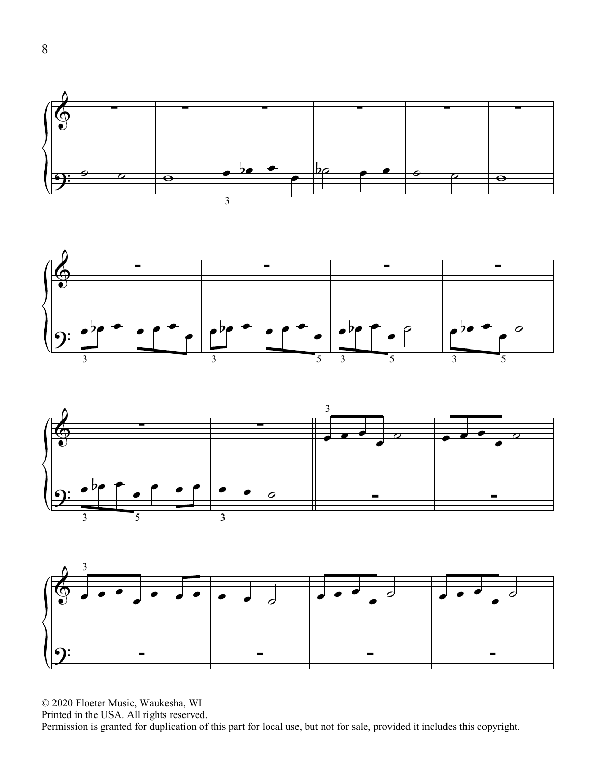© 2020 Floeter Music, Waukesha, WI
Printed in the USA. All rights reserved.
Permission is granted for duplication of this part for local use, but not for sale, provided it includes this copyright.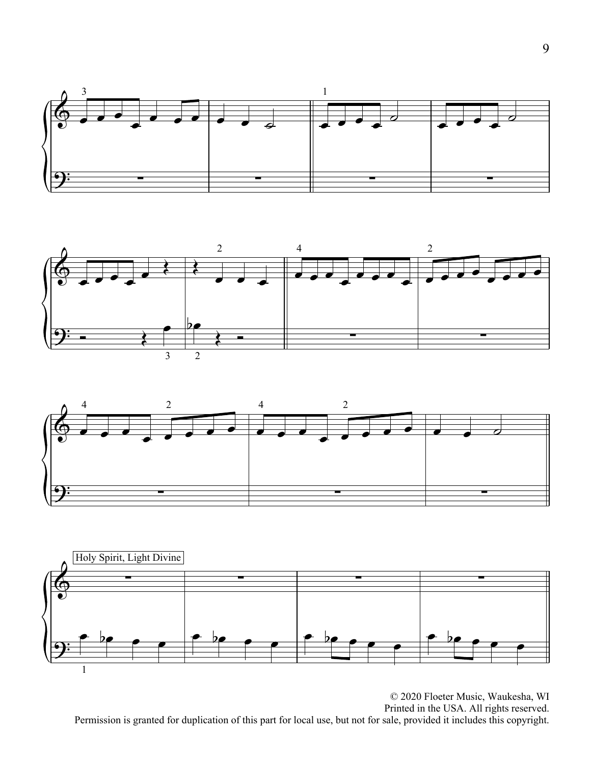Holy Spirit, Light Divine

© 2020 Floeter Music, Waukesha, WI
Printed in the USA. All rights reserved.
Permission is granted for duplication of this part for local use, but not for sale, provided it includes this copyright.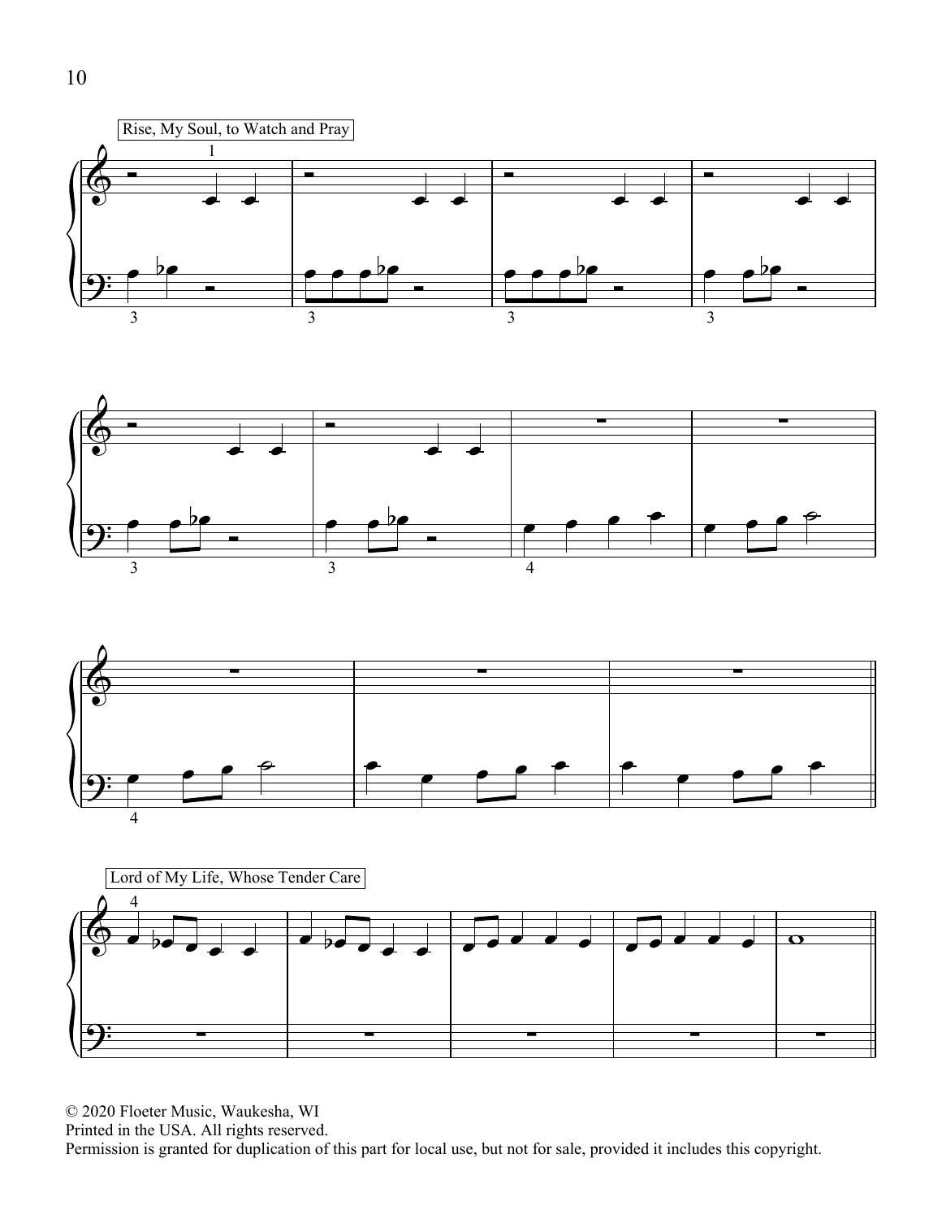Rise, My Soul, to Watch and Pray

Lord of My Life, Whose Tender Care

© 2020 Floeter Music, Waukesha, WI
Printed in the USA. All rights reserved.
Permission is granted for duplication of this part for local use, but not for sale, provided it includes this copyright.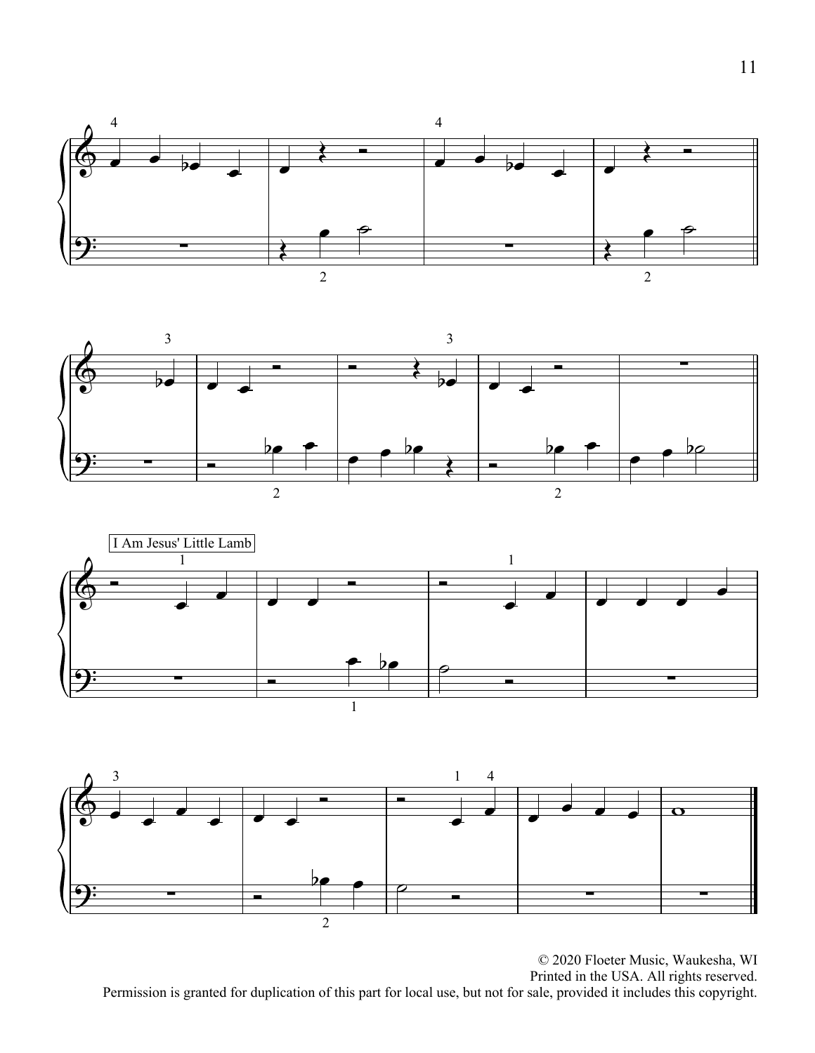I Am Jesus' Little Lamb

© 2020 Floeter Music, Waukesha, WI
Printed in the USA. All rights reserved.
Permission is granted for duplication of this part for local use, but not for sale, provided it includes this copyright.